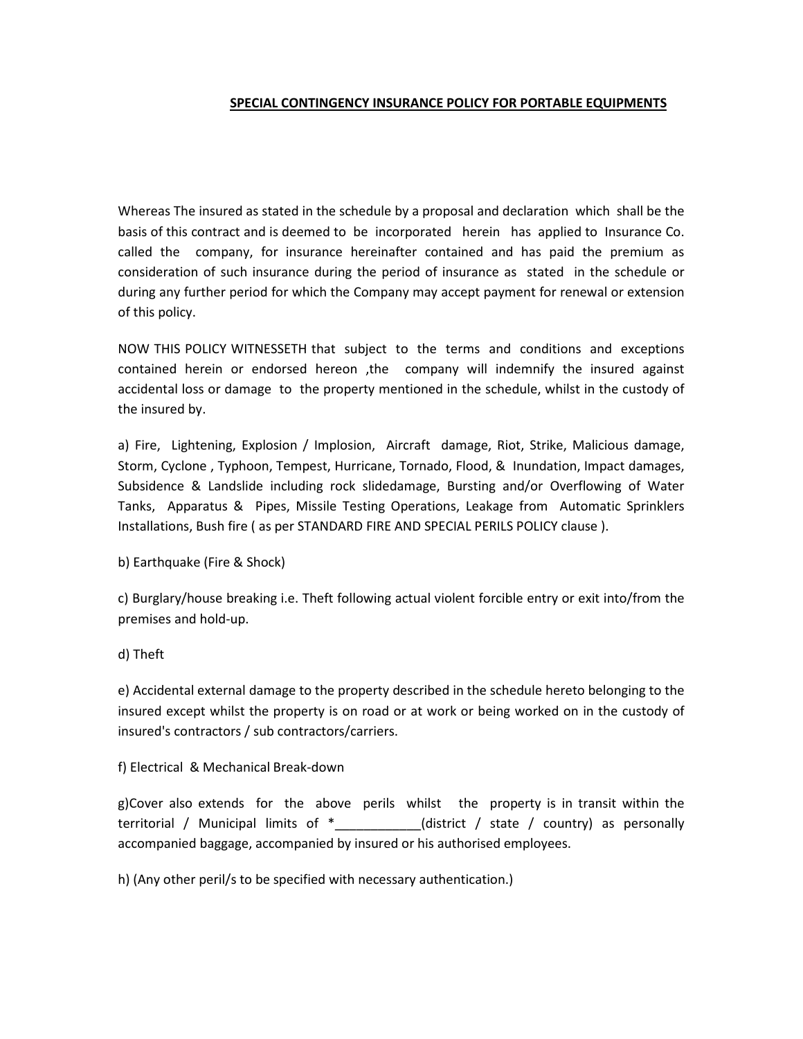## SPECIAL CONTINGENCY INSURANCE POLICY FOR PORTABLE EQUIPMENTS

Whereas The insured as stated in the schedule by a proposal and declaration which shall be the basis of this contract and is deemed to be incorporated herein has applied to Insurance Co. called the company, for insurance hereinafter contained and has paid the premium as consideration of such insurance during the period of insurance as stated in the schedule or during any further period for which the Company may accept payment for renewal or extension of this policy.

NOW THIS POLICY WITNESSETH that subject to the terms and conditions and exceptions contained herein or endorsed hereon ,the company will indemnify the insured against accidental loss or damage to the property mentioned in the schedule, whilst in the custody of the insured by.

a) Fire, Lightening, Explosion / Implosion, Aircraft damage, Riot, Strike, Malicious damage, Storm, Cyclone , Typhoon, Tempest, Hurricane, Tornado, Flood, & Inundation, Impact damages, Subsidence & Landslide including rock slidedamage, Bursting and/or Overflowing of Water Tanks, Apparatus & Pipes, Missile Testing Operations, Leakage from Automatic Sprinklers Installations, Bush fire ( as per STANDARD FIRE AND SPECIAL PERILS POLICY clause ).

b) Earthquake (Fire & Shock)

c) Burglary/house breaking i.e. Theft following actual violent forcible entry or exit into/from the premises and hold-up.

d) Theft

e) Accidental external damage to the property described in the schedule hereto belonging to the insured except whilst the property is on road or at work or being worked on in the custody of insured's contractors / sub contractors/carriers.

f) Electrical & Mechanical Break-down

g)Cover also extends for the above perils whilst the property is in transit within the territorial / Municipal limits of *____________(district / state / country) as personally accompanied baggage, accompanied by insured or his authorised employees.

h) (Any other peril/s to be specified with necessary authentication.)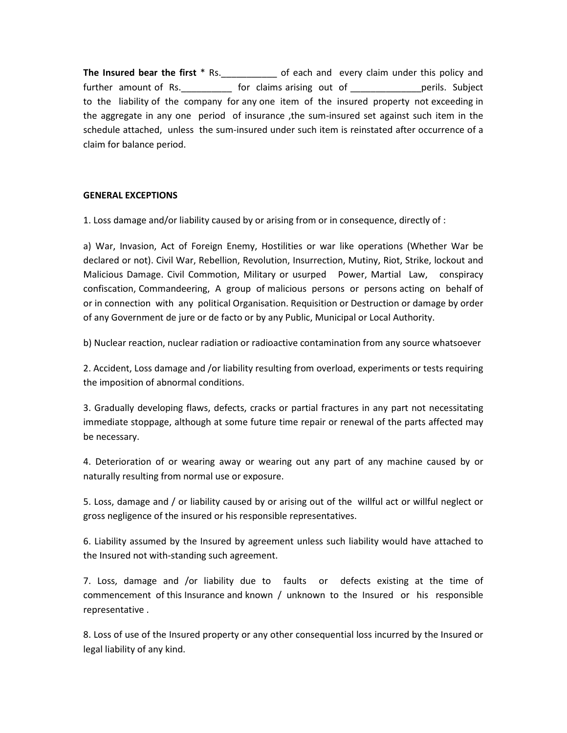**The Insured bear the first** * Rs.___________ of each and every claim under this policy and further amount of Rs.__________ for claims arising out of ______________perils. Subject to the liability of the company for any one item of the insured property not exceeding in the aggregate in any one period of insurance ,the sum-insured set against such item in the schedule attached, unless the sum-insured under such item is reinstated after occurrence of a claim for balance period.

**GENERAL EXCEPTIONS**

1. Loss damage and/or liability caused by or arising from or in consequence, directly of :

a) War, Invasion, Act of Foreign Enemy, Hostilities or war like operations (Whether War be declared or not). Civil War, Rebellion, Revolution, Insurrection, Mutiny, Riot, Strike, lockout and Malicious Damage. Civil Commotion, Military or usurped Power, Martial Law, conspiracy confiscation, Commandeering, A group of malicious persons or persons acting on behalf of or in connection with any political Organisation. Requisition or Destruction or damage by order of any Government de jure or de facto or by any Public, Municipal or Local Authority.

b) Nuclear reaction, nuclear radiation or radioactive contamination from any source whatsoever

2. Accident, Loss damage and /or liability resulting from overload, experiments or tests requiring the imposition of abnormal conditions.

3. Gradually developing flaws, defects, cracks or partial fractures in any part not necessitating immediate stoppage, although at some future time repair or renewal of the parts affected may be necessary.

4. Deterioration of or wearing away or wearing out any part of any machine caused by or naturally resulting from normal use or exposure.

5. Loss, damage and / or liability caused by or arising out of the willful act or willful neglect or gross negligence of the insured or his responsible representatives.

6. Liability assumed by the Insured by agreement unless such liability would have attached to the Insured not with-standing such agreement.

7. Loss, damage and /or liability due to faults or defects existing at the time of commencement of this Insurance and known / unknown to the Insured or his responsible representative .

8. Loss of use of the Insured property or any other consequential loss incurred by the Insured or legal liability of any kind.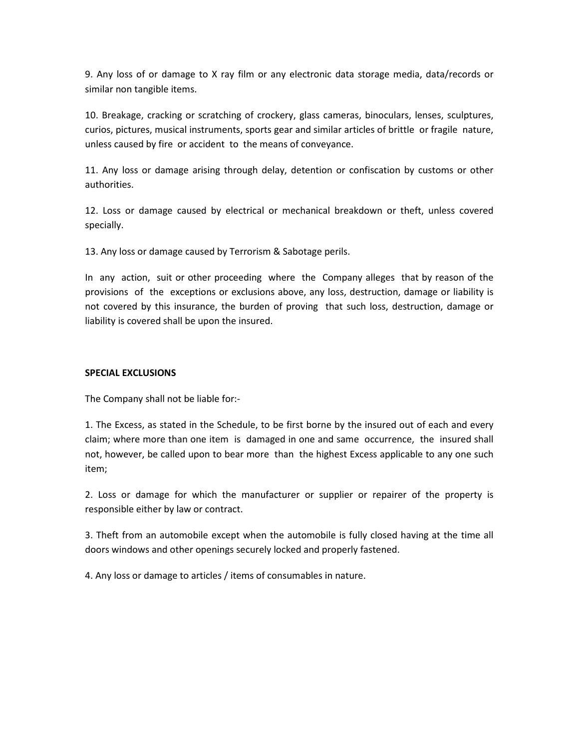9. Any loss of or damage to X ray film or any electronic data storage media, data/records or similar non tangible items.

10. Breakage, cracking or scratching of crockery, glass cameras, binoculars, lenses, sculptures, curios, pictures, musical instruments, sports gear and similar articles of brittle or fragile nature, unless caused by fire or accident to the means of conveyance.

11. Any loss or damage arising through delay, detention or confiscation by customs or other authorities.

12. Loss or damage caused by electrical or mechanical breakdown or theft, unless covered specially.

13. Any loss or damage caused by Terrorism & Sabotage perils.

In any action, suit or other proceeding where the Company alleges that by reason of the provisions of the exceptions or exclusions above, any loss, destruction, damage or liability is not covered by this insurance, the burden of proving that such loss, destruction, damage or liability is covered shall be upon the insured.

**SPECIAL EXCLUSIONS**

The Company shall not be liable for:-

1. The Excess, as stated in the Schedule, to be first borne by the insured out of each and every claim; where more than one item is damaged in one and same occurrence, the insured shall not, however, be called upon to bear more than the highest Excess applicable to any one such item;

2. Loss or damage for which the manufacturer or supplier or repairer of the property is responsible either by law or contract.

3. Theft from an automobile except when the automobile is fully closed having at the time all doors windows and other openings securely locked and properly fastened.

4. Any loss or damage to articles / items of consumables in nature.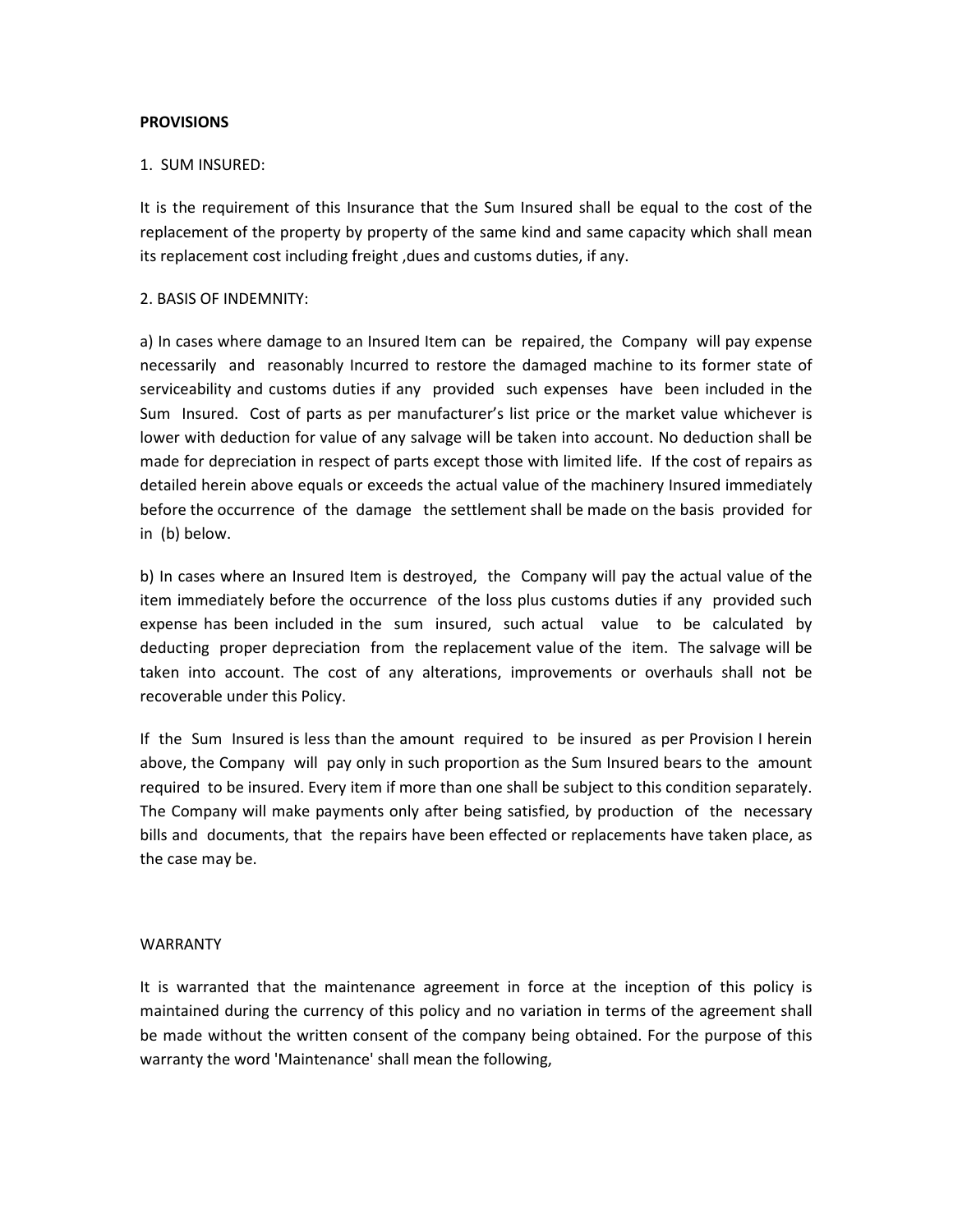**PROVISIONS**

1. SUM INSURED:

It is the requirement of this Insurance that the Sum Insured shall be equal to the cost of the replacement of the property by property of the same kind and same capacity which shall mean its replacement cost including freight ,dues and customs duties, if any.

2. BASIS OF INDEMNITY:

a) In cases where damage to an Insured Item can be repaired, the Company will pay expense necessarily and reasonably Incurred to restore the damaged machine to its former state of serviceability and customs duties if any provided such expenses have been included in the Sum Insured. Cost of parts as per manufacturer's list price or the market value whichever is lower with deduction for value of any salvage will be taken into account. No deduction shall be made for depreciation in respect of parts except those with limited life. If the cost of repairs as detailed herein above equals or exceeds the actual value of the machinery Insured immediately before the occurrence of the damage the settlement shall be made on the basis provided for in (b) below.

b) In cases where an Insured Item is destroyed, the Company will pay the actual value of the item immediately before the occurrence of the loss plus customs duties if any provided such expense has been included in the sum insured, such actual value to be calculated by deducting proper depreciation from the replacement value of the item. The salvage will be taken into account. The cost of any alterations, improvements or overhauls shall not be recoverable under this Policy.

If the Sum Insured is less than the amount required to be insured as per Provision I herein above, the Company will pay only in such proportion as the Sum Insured bears to the amount required to be insured. Every item if more than one shall be subject to this condition separately. The Company will make payments only after being satisfied, by production of the necessary bills and documents, that the repairs have been effected or replacements have taken place, as the case may be.

WARRANTY

It is warranted that the maintenance agreement in force at the inception of this policy is maintained during the currency of this policy and no variation in terms of the agreement shall be made without the written consent of the company being obtained. For the purpose of this warranty the word 'Maintenance' shall mean the following,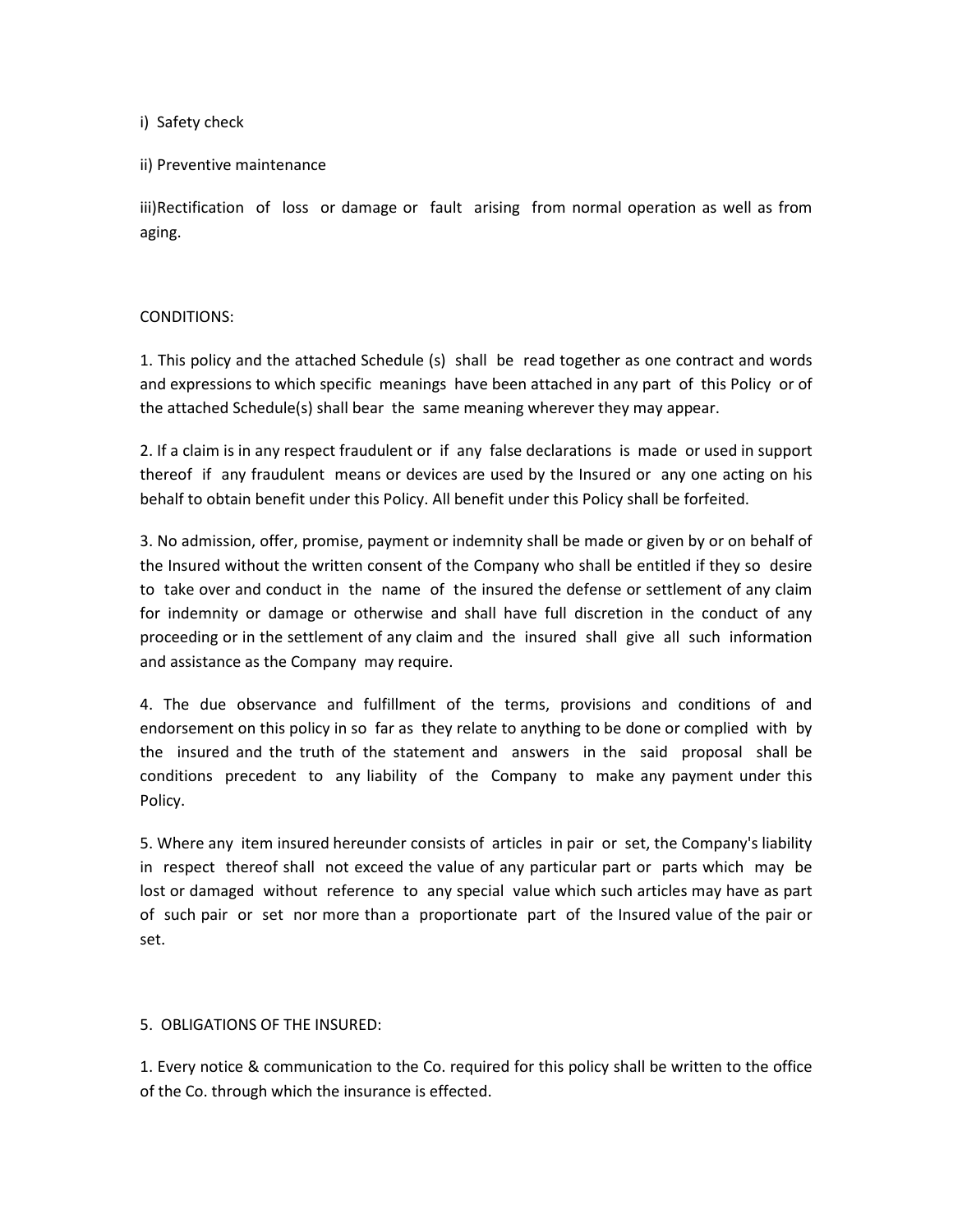i) Safety check

ii) Preventive maintenance

iii)Rectification of loss or damage or fault arising from normal operation as well as from aging.

CONDITIONS:

1. This policy and the attached Schedule (s) shall be read together as one contract and words and expressions to which specific meanings have been attached in any part of this Policy or of the attached Schedule(s) shall bear the same meaning wherever they may appear.

2. If a claim is in any respect fraudulent or if any false declarations is made or used in support thereof if any fraudulent means or devices are used by the Insured or any one acting on his behalf to obtain benefit under this Policy. All benefit under this Policy shall be forfeited.

3. No admission, offer, promise, payment or indemnity shall be made or given by or on behalf of the Insured without the written consent of the Company who shall be entitled if they so desire to take over and conduct in the name of the insured the defense or settlement of any claim for indemnity or damage or otherwise and shall have full discretion in the conduct of any proceeding or in the settlement of any claim and the insured shall give all such information and assistance as the Company may require.

4. The due observance and fulfillment of the terms, provisions and conditions of and endorsement on this policy in so far as they relate to anything to be done or complied with by the insured and the truth of the statement and answers in the said proposal shall be conditions precedent to any liability of the Company to make any payment under this Policy.

5. Where any item insured hereunder consists of articles in pair or set, the Company's liability in respect thereof shall not exceed the value of any particular part or parts which may be lost or damaged without reference to any special value which such articles may have as part of such pair or set nor more than a proportionate part of the Insured value of the pair or set.

5. OBLIGATIONS OF THE INSURED:

1. Every notice & communication to the Co. required for this policy shall be written to the office of the Co. through which the insurance is effected.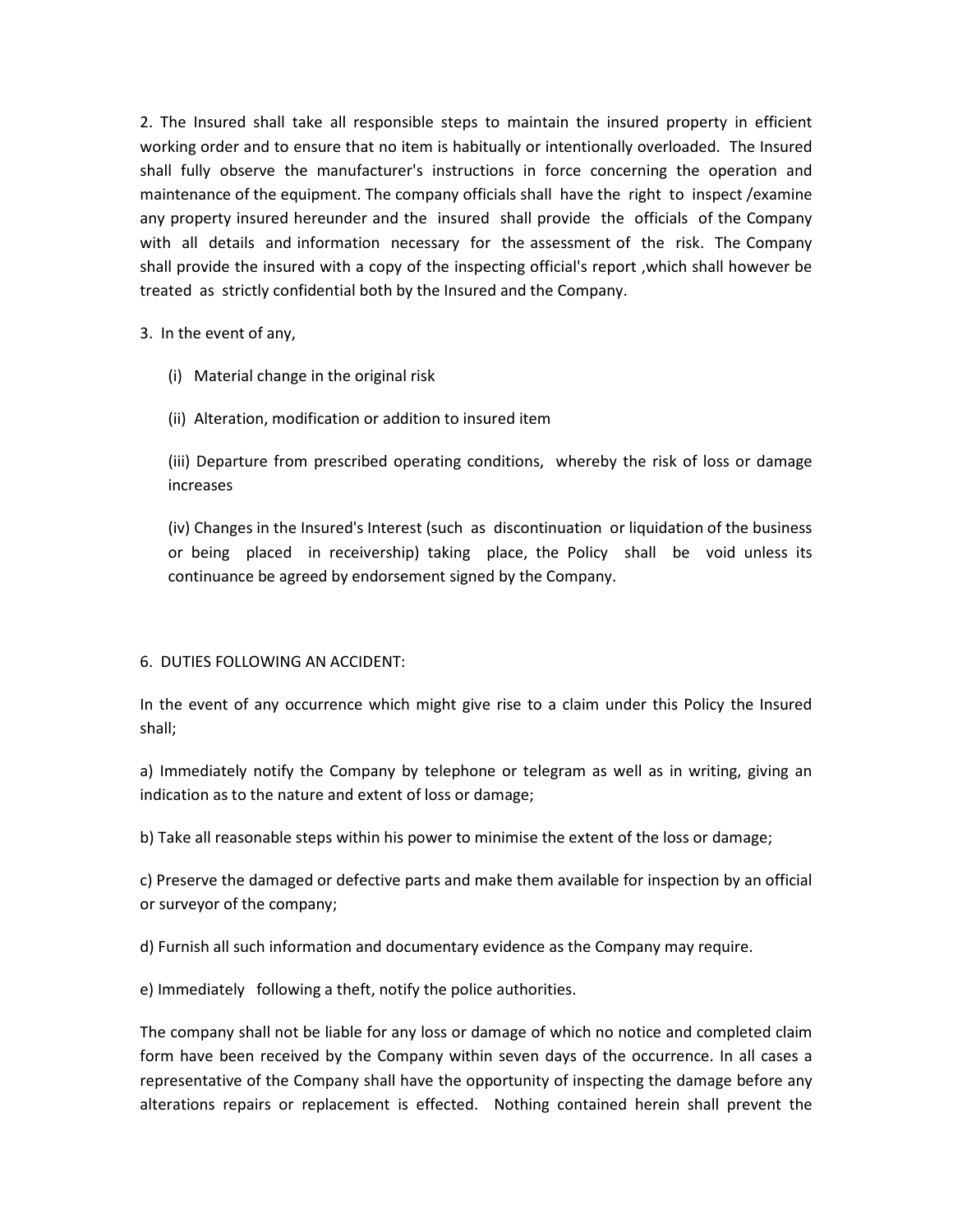2. The Insured shall take all responsible steps to maintain the insured property in efficient working order and to ensure that no item is habitually or intentionally overloaded. The Insured shall fully observe the manufacturer's instructions in force concerning the operation and maintenance of the equipment. The company officials shall have the right to inspect /examine any property insured hereunder and the insured shall provide the officials of the Company with all details and information necessary for the assessment of the risk. The Company shall provide the insured with a copy of the inspecting official's report ,which shall however be treated as strictly confidential both by the Insured and the Company.

3. In the event of any,

   (i) Material change in the original risk

   (ii) Alteration, modification or addition to insured item

   (iii) Departure from prescribed operating conditions, whereby the risk of loss or damage increases

   (iv) Changes in the Insured's Interest (such as discontinuation or liquidation of the business or being placed in receivership) taking place, the Policy shall be void unless its continuance be agreed by endorsement signed by the Company.

6. DUTIES FOLLOWING AN ACCIDENT:

In the event of any occurrence which might give rise to a claim under this Policy the Insured shall;

a) Immediately notify the Company by telephone or telegram as well as in writing, giving an indication as to the nature and extent of loss or damage;

b) Take all reasonable steps within his power to minimise the extent of the loss or damage;

c) Preserve the damaged or defective parts and make them available for inspection by an official or surveyor of the company;

d) Furnish all such information and documentary evidence as the Company may require.

e) Immediately following a theft, notify the police authorities.

The company shall not be liable for any loss or damage of which no notice and completed claim form have been received by the Company within seven days of the occurrence. In all cases a representative of the Company shall have the opportunity of inspecting the damage before any alterations repairs or replacement is effected. Nothing contained herein shall prevent the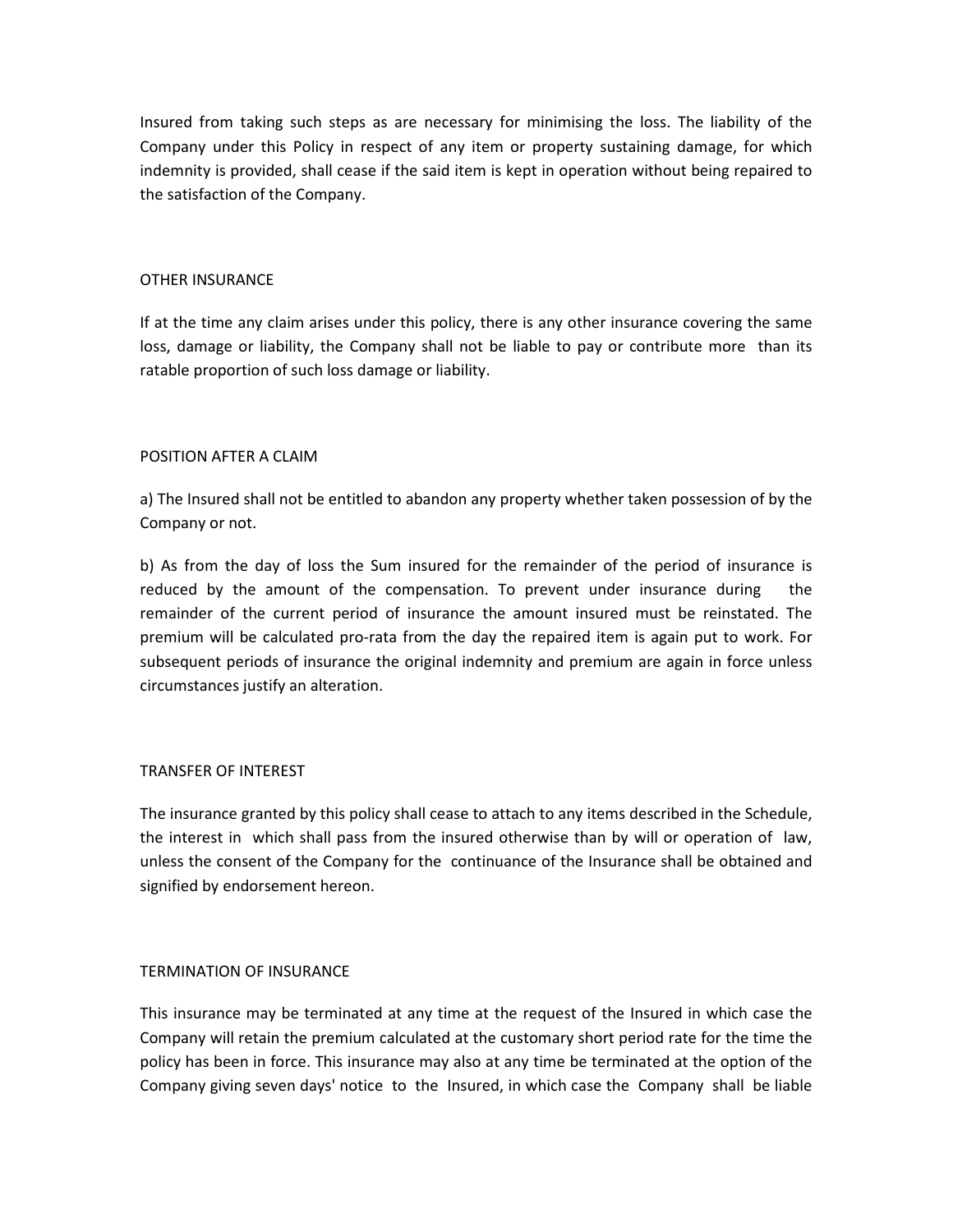Insured from taking such steps as are necessary for minimising the loss. The liability of the Company under this Policy in respect of any item or property sustaining damage, for which indemnity is provided, shall cease if the said item is kept in operation without being repaired to the satisfaction of the Company.

## OTHER INSURANCE

If at the time any claim arises under this policy, there is any other insurance covering the same loss, damage or liability, the Company shall not be liable to pay or contribute more than its ratable proportion of such loss damage or liability.

## POSITION AFTER A CLAIM

a) The Insured shall not be entitled to abandon any property whether taken possession of by the Company or not.

b) As from the day of loss the Sum insured for the remainder of the period of insurance is reduced by the amount of the compensation. To prevent under insurance during the remainder of the current period of insurance the amount insured must be reinstated. The premium will be calculated pro-rata from the day the repaired item is again put to work. For subsequent periods of insurance the original indemnity and premium are again in force unless circumstances justify an alteration.

## TRANSFER OF INTEREST

The insurance granted by this policy shall cease to attach to any items described in the Schedule, the interest in which shall pass from the insured otherwise than by will or operation of law, unless the consent of the Company for the continuance of the Insurance shall be obtained and signified by endorsement hereon.

## TERMINATION OF INSURANCE

This insurance may be terminated at any time at the request of the Insured in which case the Company will retain the premium calculated at the customary short period rate for the time the policy has been in force. This insurance may also at any time be terminated at the option of the Company giving seven days' notice to the Insured, in which case the Company shall be liable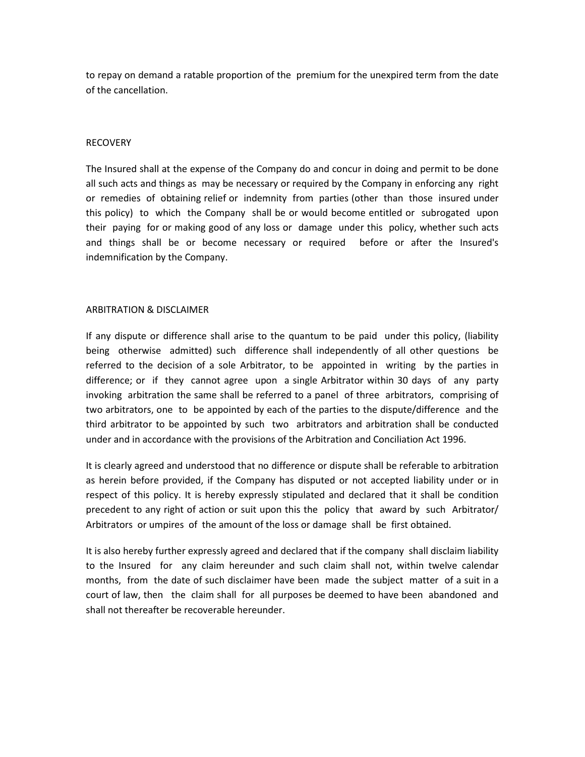to repay on demand a ratable proportion of the premium for the unexpired term from the date of the cancellation.

RECOVERY

The Insured shall at the expense of the Company do and concur in doing and permit to be done all such acts and things as may be necessary or required by the Company in enforcing any right or remedies of obtaining relief or indemnity from parties (other than those insured under this policy) to which the Company shall be or would become entitled or subrogated upon their paying for or making good of any loss or damage under this policy, whether such acts and things shall be or become necessary or required before or after the Insured's indemnification by the Company.

ARBITRATION & DISCLAIMER

If any dispute or difference shall arise to the quantum to be paid under this policy, (liability being otherwise admitted) such difference shall independently of all other questions be referred to the decision of a sole Arbitrator, to be appointed in writing by the parties in difference; or if they cannot agree upon a single Arbitrator within 30 days of any party invoking arbitration the same shall be referred to a panel of three arbitrators, comprising of two arbitrators, one to be appointed by each of the parties to the dispute/difference and the third arbitrator to be appointed by such two arbitrators and arbitration shall be conducted under and in accordance with the provisions of the Arbitration and Conciliation Act 1996.

It is clearly agreed and understood that no difference or dispute shall be referable to arbitration as herein before provided, if the Company has disputed or not accepted liability under or in respect of this policy. It is hereby expressly stipulated and declared that it shall be condition precedent to any right of action or suit upon this the policy that award by such Arbitrator/ Arbitrators or umpires of the amount of the loss or damage shall be first obtained.

It is also hereby further expressly agreed and declared that if the company shall disclaim liability to the Insured for any claim hereunder and such claim shall not, within twelve calendar months, from the date of such disclaimer have been made the subject matter of a suit in a court of law, then the claim shall for all purposes be deemed to have been abandoned and shall not thereafter be recoverable hereunder.